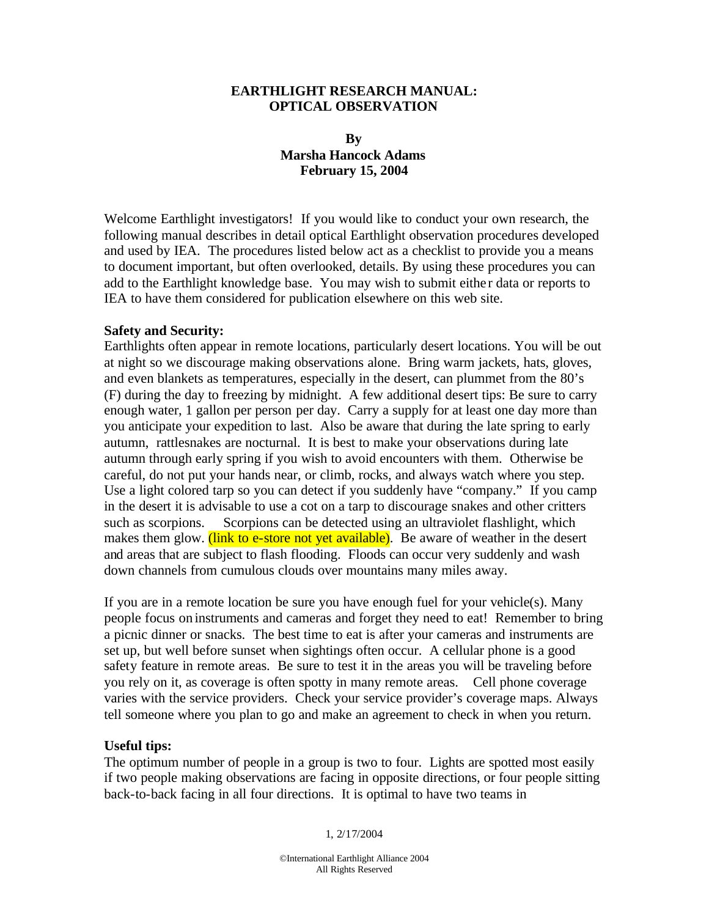# EARTHLIGHT RESEARCH MANUAL: OPTICAL OBSERVATION

**By**
**Marsha Hancock Adams**
**February 15, 2004**

Welcome Earthlight investigators! If you would like to conduct your own research, the following manual describes in detail optical Earthlight observation procedures developed and used by IEA. The procedures listed below act as a checklist to provide you a means to document important, but often overlooked, details. By using these procedures you can add to the Earthlight knowledge base. You may wish to submit either data or reports to IEA to have them considered for publication elsewhere on this web site.

**Safety and Security:**
Earthlights often appear in remote locations, particularly desert locations. You will be out at night so we discourage making observations alone. Bring warm jackets, hats, gloves, and even blankets as temperatures, especially in the desert, can plummet from the 80's (F) during the day to freezing by midnight. A few additional desert tips: Be sure to carry enough water, 1 gallon per person per day. Carry a supply for at least one day more than you anticipate your expedition to last. Also be aware that during the late spring to early autumn, rattlesnakes are nocturnal. It is best to make your observations during late autumn through early spring if you wish to avoid encounters with them. Otherwise be careful, do not put your hands near, or climb, rocks, and always watch where you step. Use a light colored tarp so you can detect if you suddenly have "company." If you camp in the desert it is advisable to use a cot on a tarp to discourage snakes and other critters such as scorpions. Scorpions can be detected using an ultraviolet flashlight, which makes them glow. (link to e-store not yet available). Be aware of weather in the desert and areas that are subject to flash flooding. Floods can occur very suddenly and wash down channels from cumulous clouds over mountains many miles away.

If you are in a remote location be sure you have enough fuel for your vehicle(s). Many people focus on instruments and cameras and forget they need to eat! Remember to bring a picnic dinner or snacks. The best time to eat is after your cameras and instruments are set up, but well before sunset when sightings often occur. A cellular phone is a good safety feature in remote areas. Be sure to test it in the areas you will be traveling before you rely on it, as coverage is often spotty in many remote areas. Cell phone coverage varies with the service providers. Check your service provider's coverage maps. Always tell someone where you plan to go and make an agreement to check in when you return.

**Useful tips:**
The optimum number of people in a group is two to four. Lights are spotted most easily if two people making observations are facing in opposite directions, or four people sitting back-to-back facing in all four directions. It is optimal to have two teams in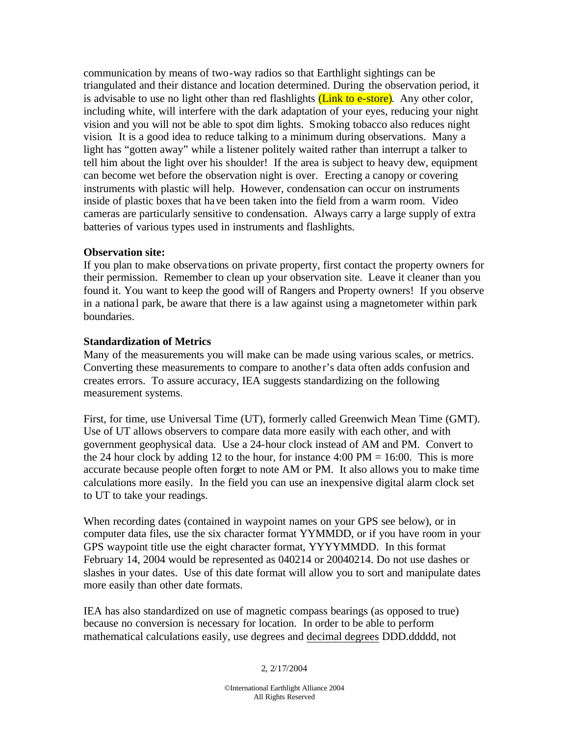communication by means of two-way radios so that Earthlight sightings can be triangulated and their distance and location determined. During the observation period, it is advisable to use no light other than red flashlights (Link to e-store). Any other color, including white, will interfere with the dark adaptation of your eyes, reducing your night vision and you will not be able to spot dim lights. Smoking tobacco also reduces night vision. It is a good idea to reduce talking to a minimum during observations. Many a light has "gotten away" while a listener politely waited rather than interrupt a talker to tell him about the light over his shoulder! If the area is subject to heavy dew, equipment can become wet before the observation night is over. Erecting a canopy or covering instruments with plastic will help. However, condensation can occur on instruments inside of plastic boxes that have been taken into the field from a warm room. Video cameras are particularly sensitive to condensation. Always carry a large supply of extra batteries of various types used in instruments and flashlights.

**Observation site:**

If you plan to make observations on private property, first contact the property owners for their permission. Remember to clean up your observation site. Leave it cleaner than you found it. You want to keep the good will of Rangers and Property owners! If you observe in a national park, be aware that there is a law against using a magnetometer within park boundaries.

**Standardization of Metrics**

Many of the measurements you will make can be made using various scales, or metrics. Converting these measurements to compare to another's data often adds confusion and creates errors. To assure accuracy, IEA suggests standardizing on the following measurement systems.

First, for time, use Universal Time (UT), formerly called Greenwich Mean Time (GMT). Use of UT allows observers to compare data more easily with each other, and with government geophysical data. Use a 24-hour clock instead of AM and PM. Convert to the 24 hour clock by adding 12 to the hour, for instance 4:00 PM = 16:00. This is more accurate because people often forget to note AM or PM. It also allows you to make time calculations more easily. In the field you can use an inexpensive digital alarm clock set to UT to take your readings.

When recording dates (contained in waypoint names on your GPS see below), or in computer data files, use the six character format YYMMDD, or if you have room in your GPS waypoint title use the eight character format, YYYYMMDD. In this format February 14, 2004 would be represented as 040214 or 20040214. Do not use dashes or slashes in your dates. Use of this date format will allow you to sort and manipulate dates more easily than other date formats.

IEA has also standardized on use of magnetic compass bearings (as opposed to true) because no conversion is necessary for location. In order to be able to perform mathematical calculations easily, use degrees and decimal degrees DDD.ddddd, not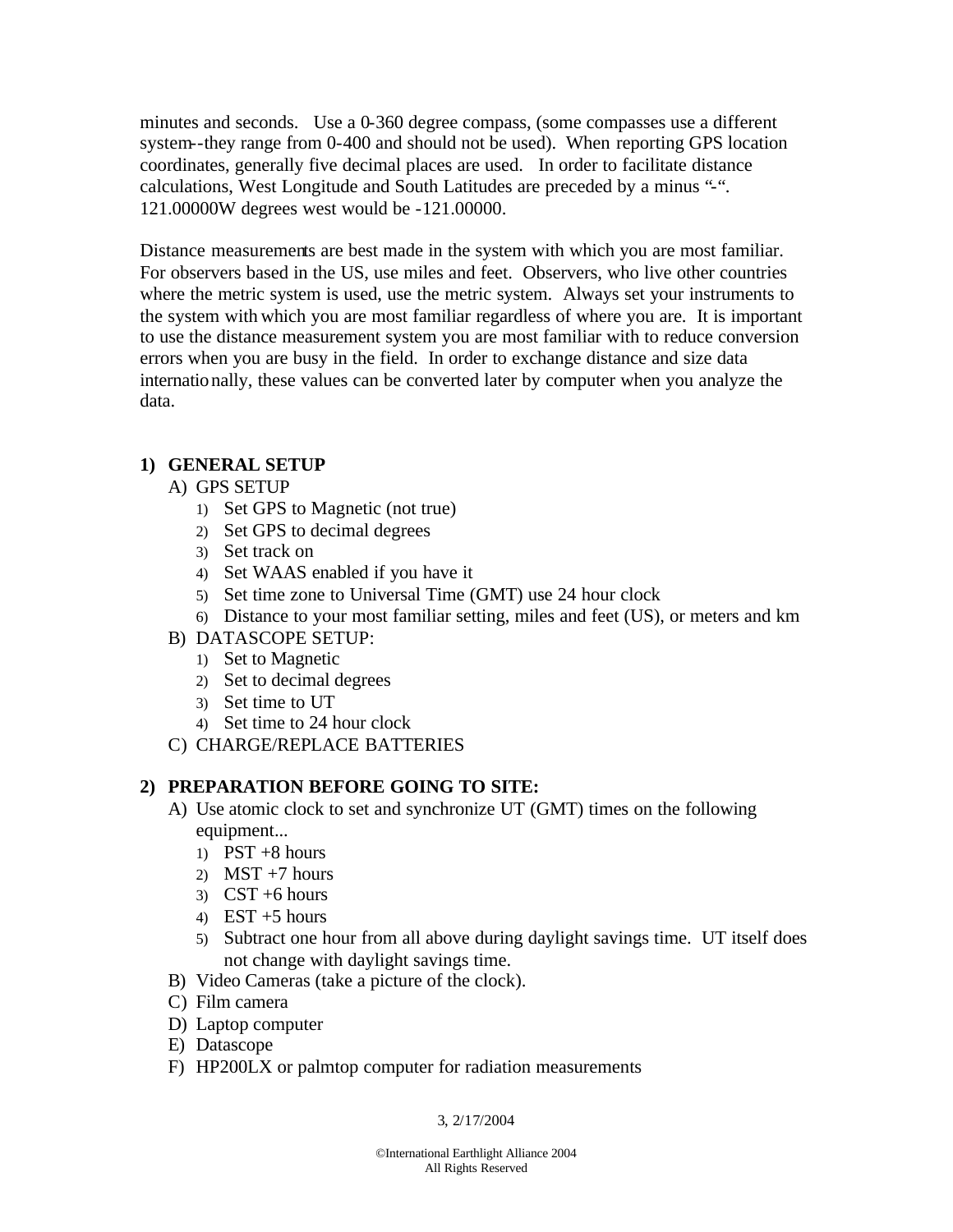minutes and seconds. Use a 0-360 degree compass, (some compasses use a different system--they range from 0-400 and should not be used). When reporting GPS location coordinates, generally five decimal places are used. In order to facilitate distance calculations, West Longitude and South Latitudes are preceded by a minus "-". 121.00000W degrees west would be -121.00000.

Distance measurements are best made in the system with which you are most familiar. For observers based in the US, use miles and feet. Observers, who live other countries where the metric system is used, use the metric system. Always set your instruments to the system with which you are most familiar regardless of where you are. It is important to use the distance measurement system you are most familiar with to reduce conversion errors when you are busy in the field. In order to exchange distance and size data internationally, these values can be converted later by computer when you analyze the data.

1) **GENERAL SETUP**
   A) GPS SETUP
      1) Set GPS to Magnetic (not true)
      2) Set GPS to decimal degrees
      3) Set track on
      4) Set WAAS enabled if you have it
      5) Set time zone to Universal Time (GMT) use 24 hour clock
      6) Distance to your most familiar setting, miles and feet (US), or meters and km
   B) DATASCOPE SETUP:
      1) Set to Magnetic
      2) Set to decimal degrees
      3) Set time to UT
      4) Set time to 24 hour clock
   C) CHARGE/REPLACE BATTERIES

2) **PREPARATION BEFORE GOING TO SITE:**
   A) Use atomic clock to set and synchronize UT (GMT) times on the following equipment...
      1) PST +8 hours
      2) MST +7 hours
      3) CST +6 hours
      4) EST +5 hours
      5) Subtract one hour from all above during daylight savings time. UT itself does not change with daylight savings time.
   B) Video Cameras (take a picture of the clock).
   C) Film camera
   D) Laptop computer
   E) Datascope
   F) HP200LX or palmtop computer for radiation measurements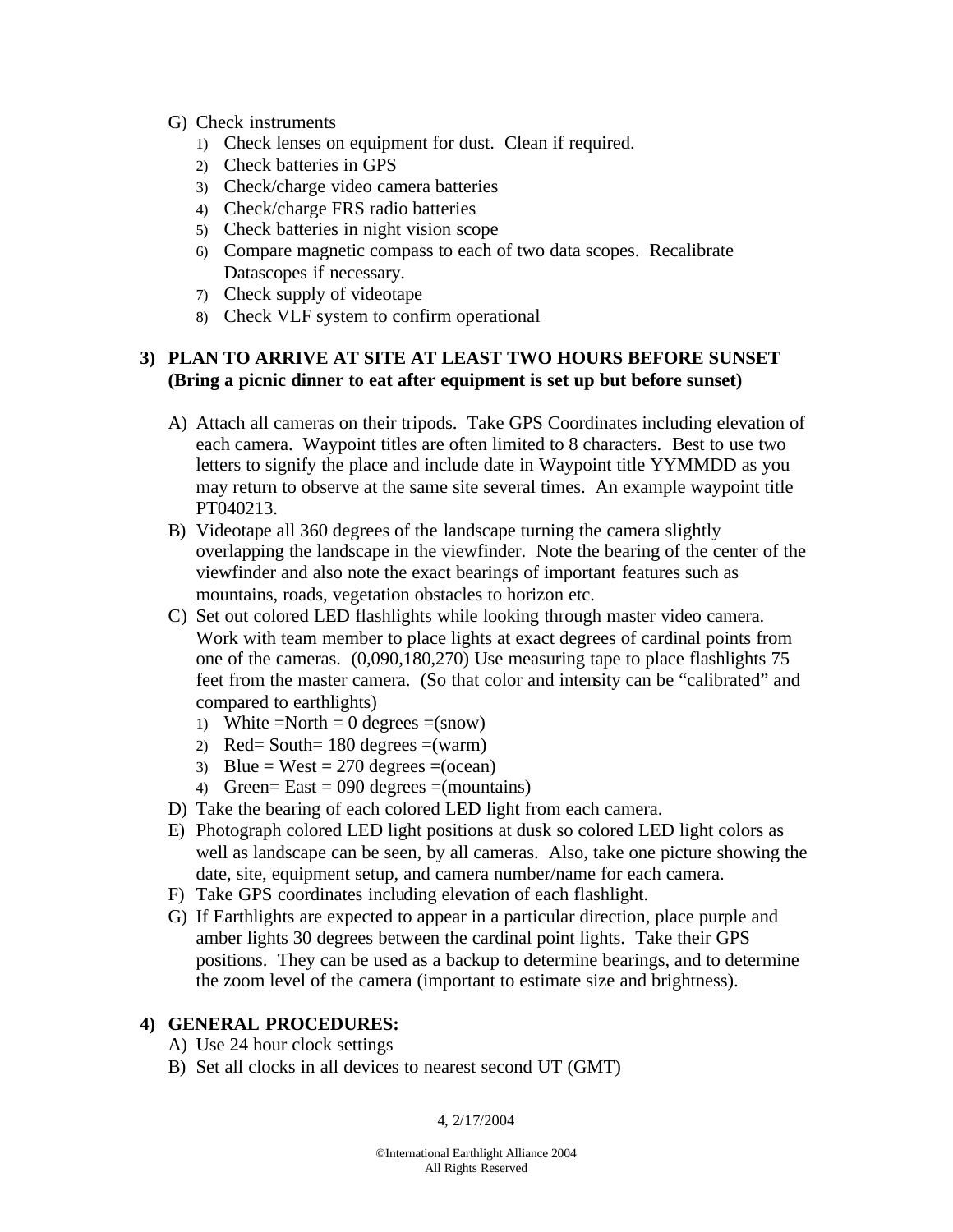G) Check instruments
   1) Check lenses on equipment for dust. Clean if required.
   2) Check batteries in GPS
   3) Check/charge video camera batteries
   4) Check/charge FRS radio batteries
   5) Check batteries in night vision scope
   6) Compare magnetic compass to each of two data scopes. Recalibrate Datascopes if necessary.
   7) Check supply of videotape
   8) Check VLF system to confirm operational

**3) PLAN TO ARRIVE AT SITE AT LEAST TWO HOURS BEFORE SUNSET (Bring a picnic dinner to eat after equipment is set up but before sunset)**

A) Attach all cameras on their tripods. Take GPS Coordinates including elevation of each camera. Waypoint titles are often limited to 8 characters. Best to use two letters to signify the place and include date in Waypoint title YYMMDD as you may return to observe at the same site several times. An example waypoint title PT040213.
B) Videotape all 360 degrees of the landscape turning the camera slightly overlapping the landscape in the viewfinder. Note the bearing of the center of the viewfinder and also note the exact bearings of important features such as mountains, roads, vegetation obstacles to horizon etc.
C) Set out colored LED flashlights while looking through master video camera. Work with team member to place lights at exact degrees of cardinal points from one of the cameras. (0,090,180,270) Use measuring tape to place flashlights 75 feet from the master camera. (So that color and intensity can be "calibrated" and compared to earthlights)
   1) White =North = 0 degrees =(snow)
   2) Red= South= 180 degrees =(warm)
   3) Blue = West = 270 degrees =(ocean)
   4) Green= East = 090 degrees =(mountains)
D) Take the bearing of each colored LED light from each camera.
E) Photograph colored LED light positions at dusk so colored LED light colors as well as landscape can be seen, by all cameras. Also, take one picture showing the date, site, equipment setup, and camera number/name for each camera.
F) Take GPS coordinates including elevation of each flashlight.
G) If Earthlights are expected to appear in a particular direction, place purple and amber lights 30 degrees between the cardinal point lights. Take their GPS positions. They can be used as a backup to determine bearings, and to determine the zoom level of the camera (important to estimate size and brightness).

**4) GENERAL PROCEDURES:**

A) Use 24 hour clock settings
B) Set all clocks in all devices to nearest second UT (GMT)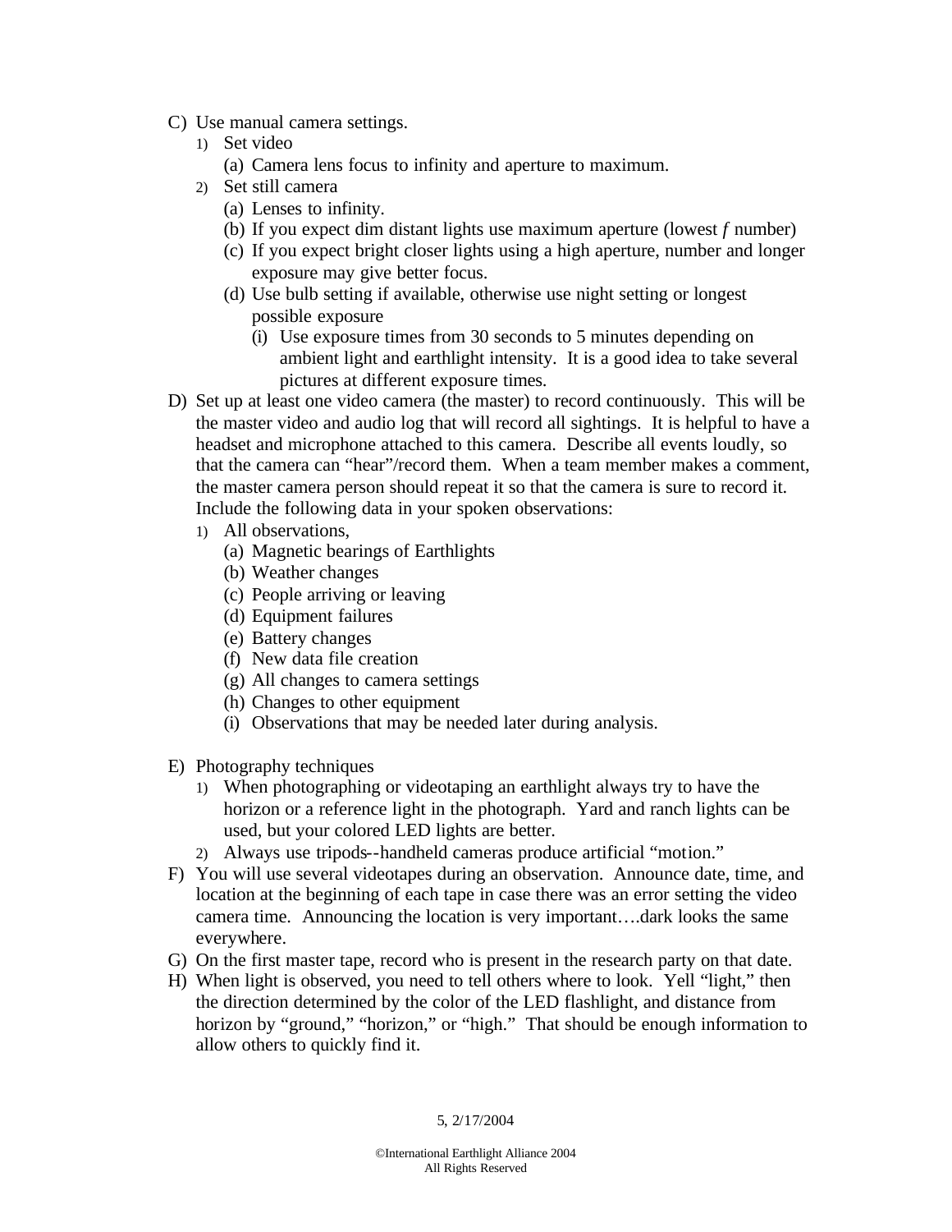C) Use manual camera settings.
   1) Set video
      (a) Camera lens focus to infinity and aperture to maximum.
   2) Set still camera
      (a) Lenses to infinity.
      (b) If you expect dim distant lights use maximum aperture (lowest *f* number)
      (c) If you expect bright closer lights using a high aperture, number and longer exposure may give better focus.
      (d) Use bulb setting if available, otherwise use night setting or longest possible exposure
         (i) Use exposure times from 30 seconds to 5 minutes depending on ambient light and earthlight intensity. It is a good idea to take several pictures at different exposure times.

D) Set up at least one video camera (the master) to record continuously. This will be the master video and audio log that will record all sightings. It is helpful to have a headset and microphone attached to this camera. Describe all events loudly, so that the camera can "hear"/record them. When a team member makes a comment, the master camera person should repeat it so that the camera is sure to record it. Include the following data in your spoken observations:
   1) All observations,
      (a) Magnetic bearings of Earthlights
      (b) Weather changes
      (c) People arriving or leaving
      (d) Equipment failures
      (e) Battery changes
      (f) New data file creation
      (g) All changes to camera settings
      (h) Changes to other equipment
      (i) Observations that may be needed later during analysis.

E) Photography techniques
   1) When photographing or videotaping an earthlight always try to have the horizon or a reference light in the photograph. Yard and ranch lights can be used, but your colored LED lights are better.
   2) Always use tripods--handheld cameras produce artificial "motion."

F) You will use several videotapes during an observation. Announce date, time, and location at the beginning of each tape in case there was an error setting the video camera time. Announcing the location is very important….dark looks the same everywhere.

G) On the first master tape, record who is present in the research party on that date.

H) When light is observed, you need to tell others where to look. Yell "light," then the direction determined by the color of the LED flashlight, and distance from horizon by "ground," "horizon," or "high." That should be enough information to allow others to quickly find it.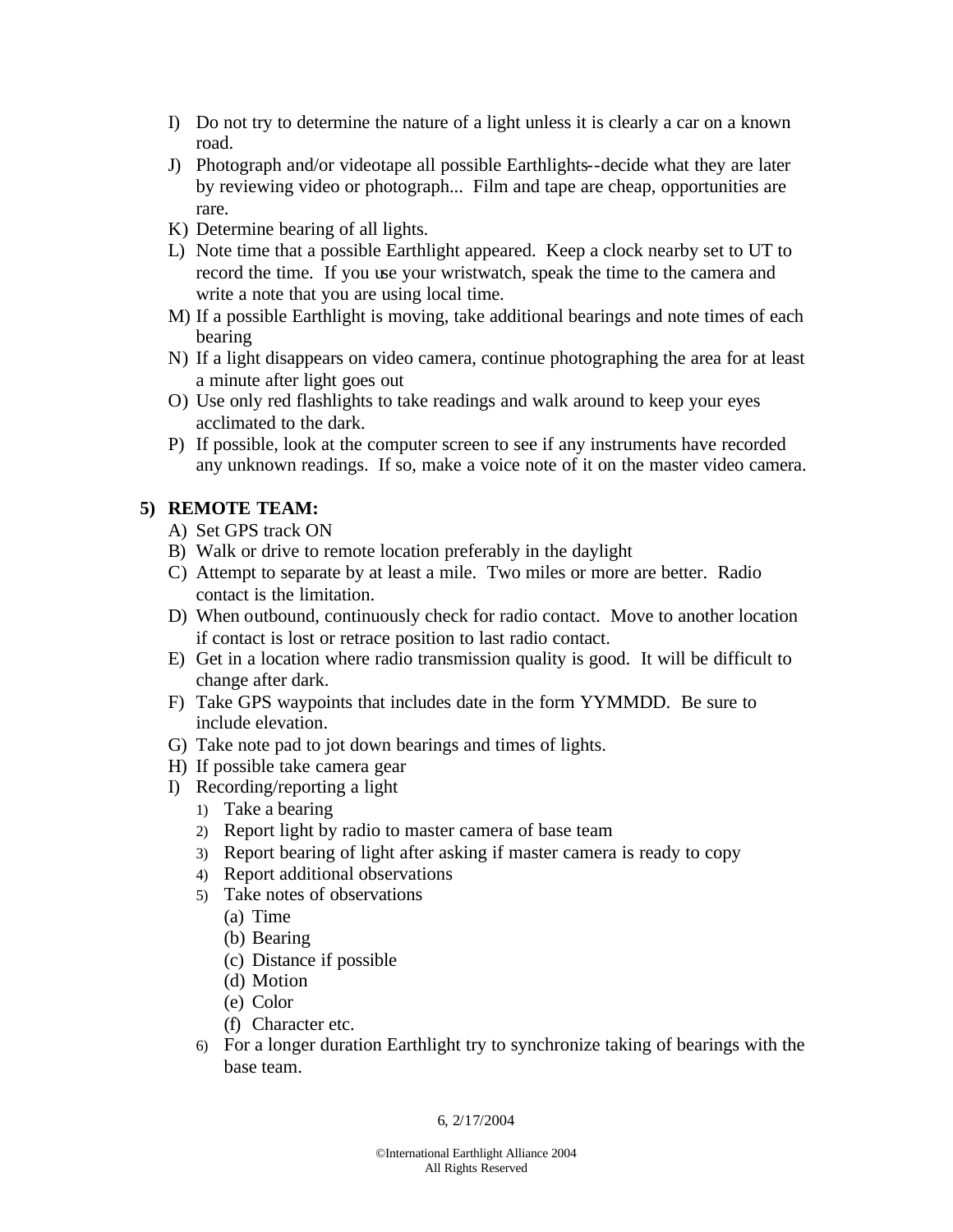I) Do not try to determine the nature of a light unless it is clearly a car on a known road.
J) Photograph and/or videotape all possible Earthlights--decide what they are later by reviewing video or photograph... Film and tape are cheap, opportunities are rare.
K) Determine bearing of all lights.
L) Note time that a possible Earthlight appeared. Keep a clock nearby set to UT to record the time. If you use your wristwatch, speak the time to the camera and write a note that you are using local time.
M) If a possible Earthlight is moving, take additional bearings and note times of each bearing
N) If a light disappears on video camera, continue photographing the area for at least a minute after light goes out
O) Use only red flashlights to take readings and walk around to keep your eyes acclimated to the dark.
P) If possible, look at the computer screen to see if any instruments have recorded any unknown readings. If so, make a voice note of it on the master video camera.

## 5) REMOTE TEAM:

A) Set GPS track ON
B) Walk or drive to remote location preferably in the daylight
C) Attempt to separate by at least a mile. Two miles or more are better. Radio contact is the limitation.
D) When outbound, continuously check for radio contact. Move to another location if contact is lost or retrace position to last radio contact.
E) Get in a location where radio transmission quality is good. It will be difficult to change after dark.
F) Take GPS waypoints that includes date in the form YYMMDD. Be sure to include elevation.
G) Take note pad to jot down bearings and times of lights.
H) If possible take camera gear
I) Recording/reporting a light
   1) Take a bearing
   2) Report light by radio to master camera of base team
   3) Report bearing of light after asking if master camera is ready to copy
   4) Report additional observations
   5) Take notes of observations
      (a) Time
      (b) Bearing
      (c) Distance if possible
      (d) Motion
      (e) Color
      (f) Character etc.
   6) For a longer duration Earthlight try to synchronize taking of bearings with the base team.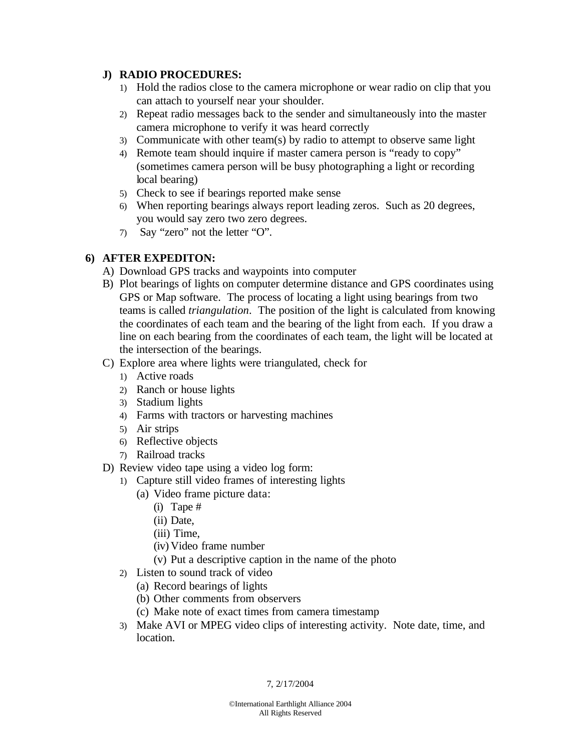## J) RADIO PROCEDURES:

1) Hold the radios close to the camera microphone or wear radio on clip that you can attach to yourself near your shoulder.
2) Repeat radio messages back to the sender and simultaneously into the master camera microphone to verify it was heard correctly
3) Communicate with other team(s) by radio to attempt to observe same light
4) Remote team should inquire if master camera person is "ready to copy" (sometimes camera person will be busy photographing a light or recording local bearing)
5) Check to see if bearings reported make sense
6) When reporting bearings always report leading zeros. Such as 20 degrees, you would say zero two zero degrees.
7) Say "zero" not the letter "O".

## 6) AFTER EXPEDITON:

A) Download GPS tracks and waypoints into computer

B) Plot bearings of lights on computer determine distance and GPS coordinates using GPS or Map software. The process of locating a light using bearings from two teams is called *triangulation*. The position of the light is calculated from knowing the coordinates of each team and the bearing of the light from each. If you draw a line on each bearing from the coordinates of each team, the light will be located at the intersection of the bearings.

C) Explore area where lights were triangulated, check for
1) Active roads
2) Ranch or house lights
3) Stadium lights
4) Farms with tractors or harvesting machines
5) Air strips
6) Reflective objects
7) Railroad tracks

D) Review video tape using a video log form:
1) Capture still video frames of interesting lights
   - (a) Video frame picture data:
     - (i) Tape #
     - (ii) Date,
     - (iii) Time,
     - (iv) Video frame number
     - (v) Put a descriptive caption in the name of the photo
2) Listen to sound track of video
   - (a) Record bearings of lights
   - (b) Other comments from observers
   - (c) Make note of exact times from camera timestamp
3) Make AVI or MPEG video clips of interesting activity. Note date, time, and location.

©International Earthlight Alliance 2004
All Rights Reserved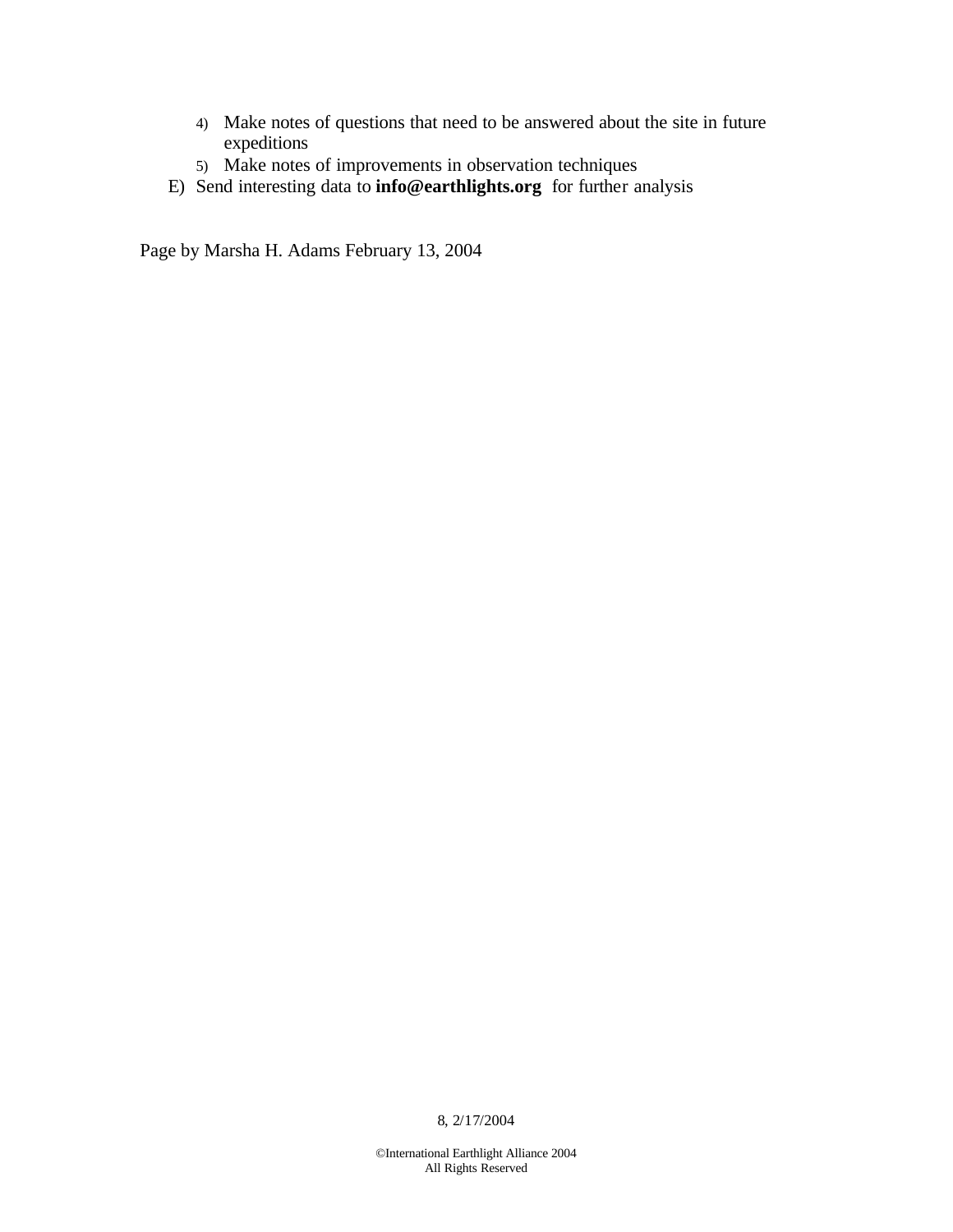4) Make notes of questions that need to be answered about the site in future expeditions
5) Make notes of improvements in observation techniques

E) Send interesting data to **info@earthlights.org** for further analysis

Page by Marsha H. Adams February 13, 2004